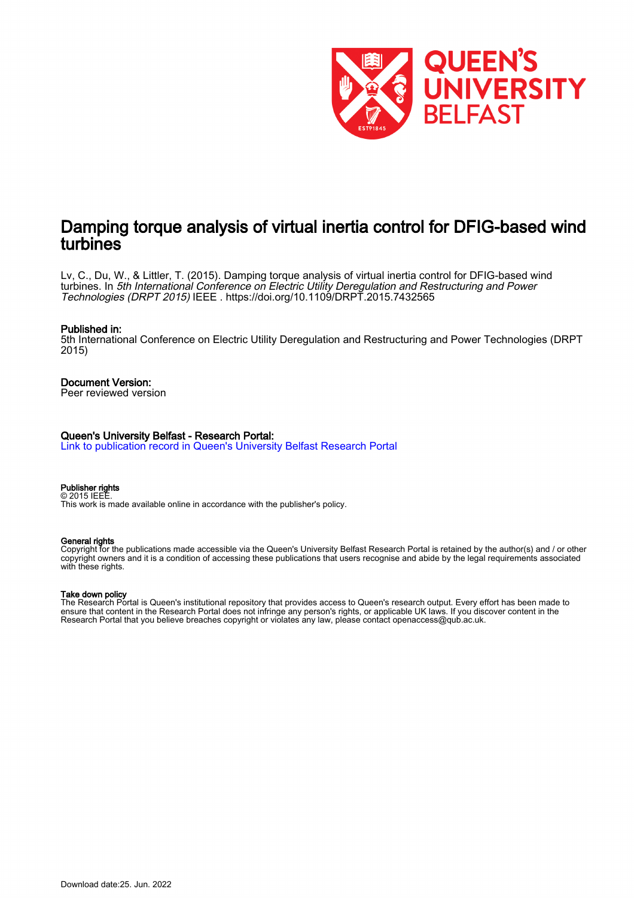# Damping torque analysis of virtual inertia control for DFIG-based wind turbines

Lv, C., Du, W., & Littler, T. (2015). Damping torque analysis of virtual inertia control for DFIG-based wind turbines. In *5th International Conference on Electric Utility Deregulation and Restructuring and Power Technologies (DRPT 2015)* IEEE . https://doi.org/10.1109/DRPT.2015.7432565

**Published in:**
5th International Conference on Electric Utility Deregulation and Restructuring and Power Technologies (DRPT 2015)

**Document Version:**
Peer reviewed version

**Queen's University Belfast - Research Portal:**
Link to publication record in Queen's University Belfast Research Portal

**Publisher rights**
© 2015 IEEE.
This work is made available online in accordance with the publisher's policy.

**General rights**
Copyright for the publications made accessible via the Queen's University Belfast Research Portal is retained by the author(s) and / or other copyright owners and it is a condition of accessing these publications that users recognise and abide by the legal requirements associated with these rights.

**Take down policy**
The Research Portal is Queen's institutional repository that provides access to Queen's research output. Every effort has been made to ensure that content in the Research Portal does not infringe any person's rights, or applicable UK laws. If you discover content in the Research Portal that you believe breaches copyright or violates any law, please contact openaccess@qub.ac.uk.

Download date:25. Jun. 2022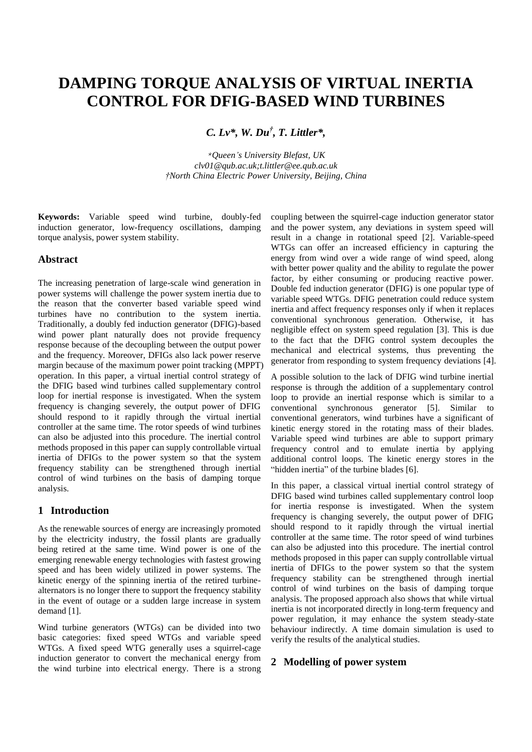# DAMPING TORQUE ANALYSIS OF VIRTUAL INERTIA CONTROL FOR DFIG-BASED WIND TURBINES

***C. Lv\*, W. Du†, T. Littler\****

*\*Queen's University Blefast, UK*
*clv01@qub.ac.uk;t.littler@ee.qub.ac.uk*
*†North China Electric Power University, Beijing, China*

**Keywords:** Variable speed wind turbine, doubly-fed induction generator, low-frequency oscillations, damping torque analysis, power system stability.

## Abstract

The increasing penetration of large-scale wind generation in power systems will challenge the power system inertia due to the reason that the converter based variable speed wind turbines have no contribution to the system inertia. Traditionally, a doubly fed induction generator (DFIG)-based wind power plant naturally does not provide frequency response because of the decoupling between the output power and the frequency. Moreover, DFIGs also lack power reserve margin because of the maximum power point tracking (MPPT) operation. In this paper, a virtual inertial control strategy of the DFIG based wind turbines called supplementary control loop for inertial response is investigated. When the system frequency is changing severely, the output power of DFIG should respond to it rapidly through the virtual inertial controller at the same time. The rotor speeds of wind turbines can also be adjusted into this procedure. The inertial control methods proposed in this paper can supply controllable virtual inertia of DFIGs to the power system so that the system frequency stability can be strengthened through inertial control of wind turbines on the basis of damping torque analysis.

## 1 Introduction

As the renewable sources of energy are increasingly promoted by the electricity industry, the fossil plants are gradually being retired at the same time. Wind power is one of the emerging renewable energy technologies with fastest growing speed and has been widely utilized in power systems. The kinetic energy of the spinning inertia of the retired turbine-alternators is no longer there to support the frequency stability in the event of outage or a sudden large increase in system demand [1].

Wind turbine generators (WTGs) can be divided into two basic categories: fixed speed WTGs and variable speed WTGs. A fixed speed WTG generally uses a squirrel-cage induction generator to convert the mechanical energy from the wind turbine into electrical energy. There is a strong coupling between the squirrel-cage induction generator stator and the power system, any deviations in system speed will result in a change in rotational speed [2]. Variable-speed WTGs can offer an increased efficiency in capturing the energy from wind over a wide range of wind speed, along with better power quality and the ability to regulate the power factor, by either consuming or producing reactive power. Double fed induction generator (DFIG) is one popular type of variable speed WTGs. DFIG penetration could reduce system inertia and affect frequency responses only if when it replaces conventional synchronous generation. Otherwise, it has negligible effect on system speed regulation [3]. This is due to the fact that the DFIG control system decouples the mechanical and electrical systems, thus preventing the generator from responding to system frequency deviations [4].

A possible solution to the lack of DFIG wind turbine inertial response is through the addition of a supplementary control loop to provide an inertial response which is similar to a conventional synchronous generator [5]. Similar to conventional generators, wind turbines have a significant of kinetic energy stored in the rotating mass of their blades. Variable speed wind turbines are able to support primary frequency control and to emulate inertia by applying additional control loops. The kinetic energy stores in the "hidden inertia" of the turbine blades [6].

In this paper, a classical virtual inertial control strategy of DFIG based wind turbines called supplementary control loop for inertia response is investigated. When the system frequency is changing severely, the output power of DFIG should respond to it rapidly through the virtual inertial controller at the same time. The rotor speed of wind turbines can also be adjusted into this procedure. The inertial control methods proposed in this paper can supply controllable virtual inertia of DFIGs to the power system so that the system frequency stability can be strengthened through inertial control of wind turbines on the basis of damping torque analysis. The proposed approach also shows that while virtual inertia is not incorporated directly in long-term frequency and power regulation, it may enhance the system steady-state behaviour indirectly. A time domain simulation is used to verify the results of the analytical studies.

## 2 Modelling of power system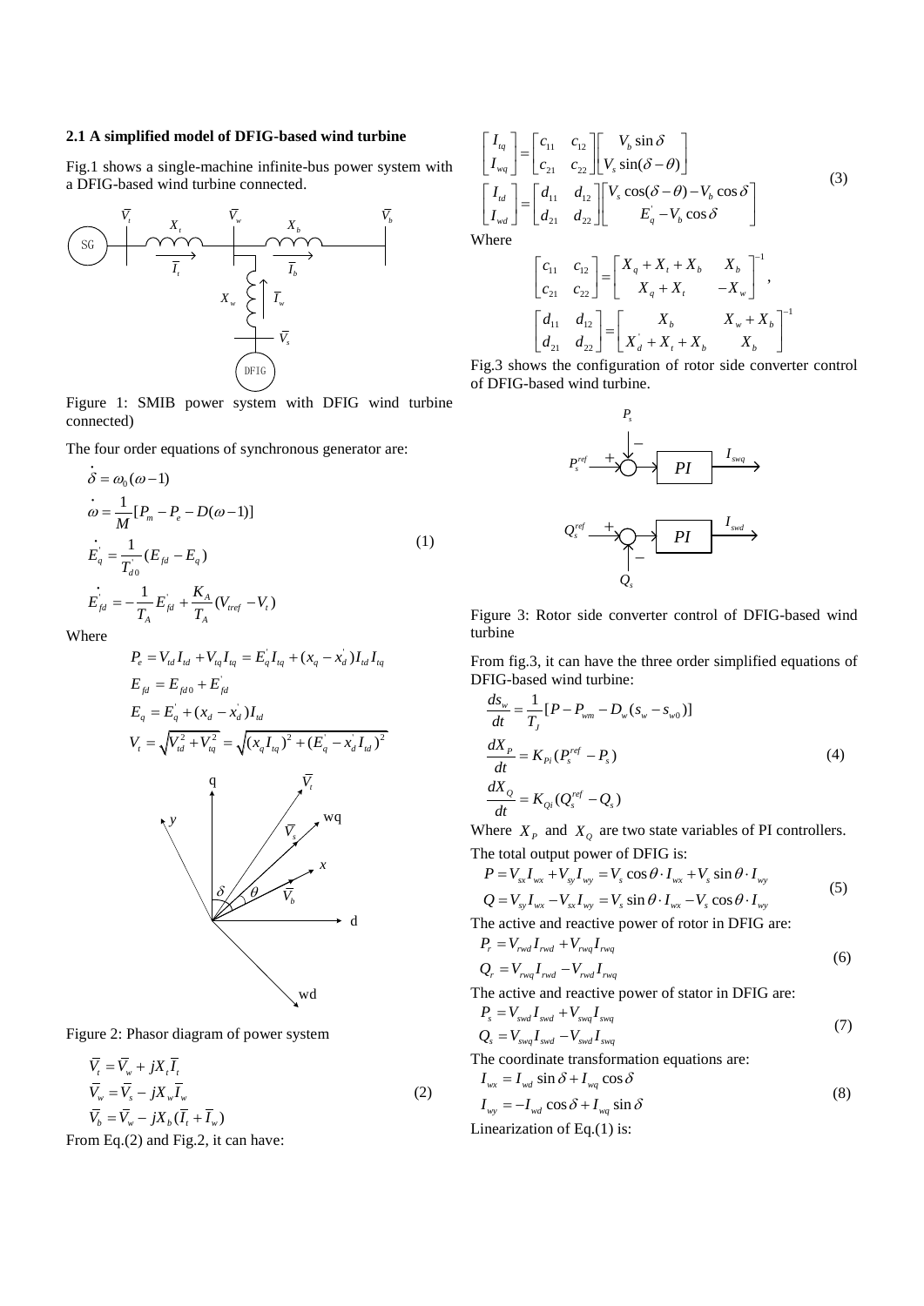### 2.1 A simplified model of DFIG-based wind turbine

Fig.1 shows a single-machine infinite-bus power system with a DFIG-based wind turbine connected.

Figure 1: SMIB power system with DFIG wind turbine connected)

The four order equations of synchronous generator are:

$$
\begin{aligned}
\dot{\delta} &= \omega_0(\omega - 1) \\
\dot{\omega} &= \frac{1}{M}[P_m - P_e - D(\omega - 1)] \\
\dot{E}_q^{'} &= \frac{1}{T_{d0}^{'}}(E_{fd} - E_q) \\
\dot{E}_{fd}^{'} &= -\frac{1}{T_A}E_{fd}^{'} + \frac{K_A}{T_A}(V_{tref} - V_t)
\end{aligned}
\tag{1}
$$

Where

$$
\begin{aligned}
P_e &= V_{td}I_{td} + V_{tq}I_{tq} = E_q^{'}I_{tq} + (x_q - x_d^{'})I_{td}I_{tq} \\
E_{fd} &= E_{fd0} + E_{fd}^{'} \\
E_q &= E_q^{'} + (x_d - x_d^{'})I_{td} \\
V_t &= \sqrt{V_{td}^2 + V_{tq}^2} = \sqrt{(x_q I_{tq})^2 + (E_q^{'} - x_d^{'} I_{td})^2}
\end{aligned}
$$

Figure 2: Phasor diagram of power system

$$
\begin{aligned}
\overline{V}_t &= \overline{V}_w + jX_t\overline{I}_t \\
\overline{V}_w &= \overline{V}_s - jX_w\overline{I}_w \\
\overline{V}_b &= \overline{V}_w - jX_b(\overline{I}_t + \overline{I}_w)
\end{aligned}
\tag{2}
$$

From Eq.(2) and Fig.2, it can have:

$$
\begin{aligned}
\begin{bmatrix} I_{tq} \\ I_{wq} \end{bmatrix} &= \begin{bmatrix} c_{11} & c_{12} \\ c_{21} & c_{22} \end{bmatrix} \begin{bmatrix} V_b \sin\delta \\ V_s \sin(\delta - \theta) \end{bmatrix} \\
\begin{bmatrix} I_{td} \\ I_{wd} \end{bmatrix} &= \begin{bmatrix} d_{11} & d_{12} \\ d_{21} & d_{22} \end{bmatrix} \begin{bmatrix} V_s \cos(\delta - \theta) - V_b \cos\delta \\ E_q^{'} - V_b \cos\delta \end{bmatrix}
\end{aligned}
\tag{3}
$$

Where

$$
\begin{bmatrix} c_{11} & c_{12} \\ c_{21} & c_{22} \end{bmatrix} = \begin{bmatrix} X_q + X_t + X_b & X_b \\ X_q + X_t & -X_w \end{bmatrix}^{-1},
$$

$$
\begin{bmatrix} d_{11} & d_{12} \\ d_{21} & d_{22} \end{bmatrix} = \begin{bmatrix} X_b & X_w + X_b \\ X_d^{'} + X_t + X_b & X_b \end{bmatrix}^{-1}
$$

Fig.3 shows the configuration of rotor side converter control of DFIG-based wind turbine.

Figure 3: Rotor side converter control of DFIG-based wind turbine

From fig.3, it can have the three order simplified equations of DFIG-based wind turbine:

$$
\begin{aligned}
\frac{ds_w}{dt} &= \frac{1}{T_J}[P - P_{wm} - D_w(s_w - s_{w0})] \\
\frac{dX_P}{dt} &= K_{Pi}(P_s^{ref} - P_s) \\
\frac{dX_Q}{dt} &= K_{Qi}(Q_s^{ref} - Q_s)
\end{aligned}
\tag{4}
$$

Where $X_P$ and $X_Q$ are two state variables of PI controllers.

The total output power of DFIG is:

$$
\begin{aligned}
P &= V_{sx}I_{wx} + V_{sy}I_{wy} = V_s\cos\theta \cdot I_{wx} + V_s\sin\theta \cdot I_{wy} \\
Q &= V_{sy}I_{wx} - V_{sx}I_{wy} = V_s\sin\theta \cdot I_{wx} - V_s\cos\theta \cdot I_{wy}
\end{aligned}
\tag{5}
$$

The active and reactive power of rotor in DFIG are:

$$
\begin{aligned}
P_r &= V_{rwd}I_{rwd} + V_{rwq}I_{rwq} \\
Q_r &= V_{rwq}I_{rwd} - V_{rwd}I_{rwq}
\end{aligned}
\tag{6}
$$

The active and reactive power of stator in DFIG are:

$$
\begin{aligned}
P_s &= V_{swd}I_{swd} + V_{swq}I_{swq} \\
Q_s &= V_{swq}I_{swd} - V_{swd}I_{swq}
\end{aligned}
\tag{7}
$$

The coordinate transformation equations are:

$$
\begin{aligned}
I_{wx} &= I_{wd}\sin\delta + I_{wq}\cos\delta \\
I_{wy} &= -I_{wd}\cos\delta + I_{wq}\sin\delta
\end{aligned}
\tag{8}
$$

Linearization of Eq.(1) is: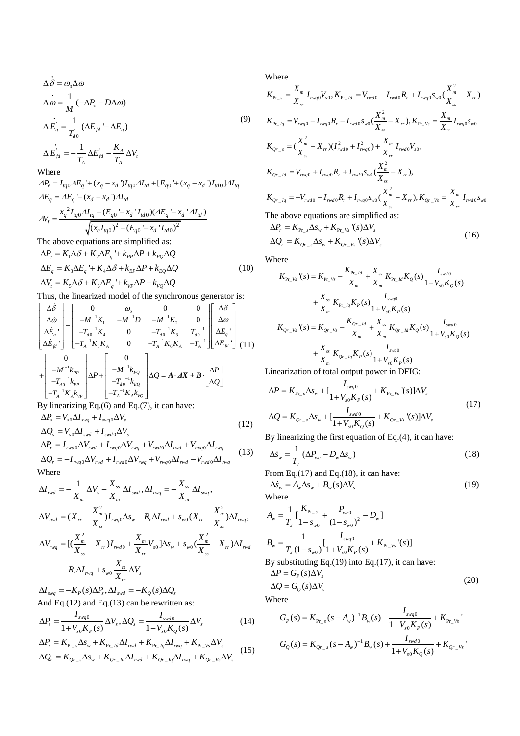$$
\begin{aligned}
&\Delta \dot{\delta} = \omega_0 \Delta\omega \\
&\Delta \dot{\omega} = \frac{1}{M}(-\Delta P_e - D\Delta\omega) \\
&\Delta \dot{E}_q^{'} = \frac{1}{T_{d0}^{'}}(\Delta E_{fd}{'} - \Delta E_q) \\
&\Delta \dot{E}_{fd}^{'} = -\frac{1}{T_A}\Delta E_{fd}^{'} - \frac{K_A}{T_A}\Delta V_t
\end{aligned}
\tag{9}
$$

Where

$$\Delta P_e = I_{tq0}\Delta E_q{'} + (x_q - x_d{'})I_{tq0}\Delta I_{td} + [E_{q0}{'} + (x_q - x_d{'})I_{td0}]\Delta I_{tq}$$

$$\Delta E_q = \Delta E_q{'} - (x_d - x_d{'})\Delta I_{td}$$

$$\Delta V_t = \frac{x_q{}^2 I_{tq0}\Delta I_{tq} + (E_{q0}{'} - x_d{'}I_{td0})(\Delta E_q{'} - x_d{'}\Delta I_{td})}{\sqrt{(x_q I_{tq0})^2 + (E_{q0}{'} - x_d{'}I_{td0})^2}}$$

The above equations are simplified as:

$$
\begin{aligned}
&\Delta P_e = K_1\Delta\delta + K_2\Delta E_q{'} + k_{PP}\Delta P + k_{PQ}\Delta Q \\
&\Delta E_q = K_3\Delta E_q{'} + K_4\Delta\delta + k_{EP}\Delta P + k_{EQ}\Delta Q \\
&\Delta V_t = K_5\Delta\delta + K_6\Delta E_q{'} + k_{VP}\Delta P + k_{VQ}\Delta Q
\end{aligned}
\tag{10}
$$

Thus, the linearized model of the synchronous generator is:

$$
\begin{bmatrix} \Delta\dot{\delta} \\ \Delta\dot{\omega} \\ \Delta\dot{E}_q{'} \\ \Delta\dot{E}_{fd}{'} \end{bmatrix}
=
\begin{bmatrix}
0 & \omega_o & 0 & 0 \\
-M^{-1}K_1 & -M^{-1}D & -M^{-1}K_2 & 0 \\
-T_{d0}{}^{-1}K_4 & 0 & -T_{d0}{}^{-1}K_3 & T_{d0}{}^{-1} \\
-T_A{}^{-1}K_5K_A & 0 & -T_A{}^{-1}K_6K_A & -T_A{}^{-1}
\end{bmatrix}
\begin{bmatrix} \Delta\delta \\ \Delta\omega \\ \Delta E_q{'} \\ \Delta E_{fd}{'} \end{bmatrix}
+
\begin{bmatrix} 0 \\ -M^{-1}k_{PP} \\ -T_{d0}{}^{-1}k_{EP} \\ -T_A{}^{-1}K_Ak_{VP} \end{bmatrix}\Delta P
+
\begin{bmatrix} 0 \\ -M^{-1}k_{PQ} \\ -T_{d0}{}^{-1}k_{EQ} \\ -T_A{}^{-1}K_Ak_{VQ} \end{bmatrix}\Delta Q
= \boldsymbol{A}\cdot\boldsymbol{\Delta X} + \boldsymbol{B}\cdot\begin{bmatrix}\Delta P \\ \Delta Q\end{bmatrix}
\tag{11}
$$

By linearizing Eq.(6) and Eq.(7), it can have:

$$
\begin{aligned}
&\Delta P_s = V_{s0}\Delta I_{swq} + I_{swq0}\Delta V_s \\
&\Delta Q_s = V_{s0}\Delta I_{swd} + I_{swd0}\Delta V_s
\end{aligned}
\tag{12}
$$

$$
\begin{aligned}
&\Delta P_r = I_{rwd0}\Delta V_{rwd} + I_{rwq0}\Delta V_{rwq} + V_{rwd0}\Delta I_{rwd} + V_{rwq0}\Delta I_{rwq} \\
&\Delta Q_r = -I_{rwq0}\Delta V_{rwd} + I_{rwd0}\Delta V_{rwq} + V_{rwq0}\Delta I_{rwd} - V_{rwd0}\Delta I_{rwq}
\end{aligned}
\tag{13}
$$

Where

$$\Delta I_{rwd} = -\frac{1}{X_m}\Delta V_s - \frac{X_{ss}}{X_m}\Delta I_{swd}, \Delta I_{rwq} = -\frac{X_{ss}}{X_m}\Delta I_{swq},$$

$$\Delta V_{rwd} = (X_{rr} - \frac{X_m^2}{X_{ss}})I_{rwq0}\Delta s_w - R_r\Delta I_{rwd} + s_{w0}(X_{rr} - \frac{X_m^2}{X_{ss}})\Delta I_{rwq},$$

$$\Delta V_{rwq} = [(\frac{X_m^2}{X_{ss}} - X_{rr})I_{rwd0} + \frac{X_m}{X_{rr}}V_{s0}]\Delta s_w + s_{w0}(\frac{X_m^2}{X_{ss}} - X_{rr})\Delta I_{rwd} - R_r\Delta I_{rwq} + s_{w0}\frac{X_m}{X_{rr}}\Delta V_s$$

$$\Delta I_{swq} = -K_P(s)\Delta P_s, \Delta I_{swd} = -K_Q(s)\Delta Q_s$$

And Eq.(12) and Eq.(13) can be rewritten as:

$$\Delta P_s = \frac{I_{swq0}}{1 + V_{s0}K_P(s)}\Delta V_s, \Delta Q_s = \frac{I_{swd0}}{1 + V_{s0}K_Q(s)}\Delta V_s \tag{14}$$

$$
\begin{aligned}
&\Delta P_r = K_{\Pr\_s}\Delta s_w + K_{\Pr\_Id}\Delta I_{rwd} + K_{\Pr\_Iq}\Delta I_{rwq} + K_{\Pr\_Vs}\Delta V_s \\
&\Delta Q_r = K_{Qr\_s}\Delta s_w + K_{Qr\_Id}\Delta I_{rwd} + K_{Qr\_Iq}\Delta I_{rwq} + K_{Qr\_Vs}\Delta V_s
\end{aligned}
\tag{15}
$$

Where

$$K_{\Pr\_s} = \frac{X_m}{X_{rr}}I_{rwq0}V_{s0}, K_{\Pr\_Id} = V_{rwd0} - I_{rwd0}R_r + I_{rwq0}s_{w0}(\frac{X_m^2}{X_{ss}} - X_{rr})$$

$$K_{\Pr\_Iq} = V_{rwq0} - I_{rwq0}R_r - I_{rwd0}s_{w0}(\frac{X_m^2}{X_{ss}} - X_{rr}), K_{\Pr\_Vs} = \frac{X_m}{X_{rr}}I_{rwq0}s_{w0}$$

$$K_{Qr\_s} = (\frac{X_m^2}{X_{ss}} - X_{rr})(I_{rwd0}^2 + I_{rwq0}^2) + \frac{X_m}{X_{rr}}I_{rwd0}V_{s0},$$

$$K_{Qr\_Id} = V_{rwq0} + I_{rwq0}R_r + I_{rwd0}s_{w0}(\frac{X_m^2}{X_{ss}} - X_{rr}),$$

$$K_{Qr\_Iq} = -V_{rwd0} - I_{rwd0}R_r + I_{rwq0}s_{w0}(\frac{X_m^2}{X_{ss}} - X_{rr}), K_{Qr\_Vs} = \frac{X_m}{X_{rr}}I_{rwd0}s_{w0}$$

The above equations are simplified as:

$$
\begin{aligned}
&\Delta P_r = K_{\Pr\_s}\Delta s_w + K_{\Pr\_Vs}{'}(s)\Delta V_s \\
&\Delta Q_r = K_{Qr\_s}\Delta s_w + K_{Qr\_Vs}{'}(s)\Delta V_s
\end{aligned}
\tag{16}
$$

Where

$$K_{\Pr\_Vs}{'}(s) = K_{\Pr\_Vs} - \frac{K_{\Pr\_Id}}{X_m} + \frac{X_{ss}}{X_m}K_{\Pr\_Id}K_Q(s)\frac{I_{swd0}}{1 + V_{s0}K_Q(s)} + \frac{X_{ss}}{X_m}K_{\Pr\_Iq}K_P(s)\frac{I_{swq0}}{1 + V_{s0}K_P(s)}$$

$$K_{Qr\_Vs}{'}(s) = K_{Qr\_Vs} - \frac{K_{Qr\_Id}}{X_m} + \frac{X_{ss}}{X_m}K_{Qr\_Id}K_Q(s)\frac{I_{swd0}}{1 + V_{s0}K_Q(s)} + \frac{X_{ss}}{X_m}K_{Qr\_Iq}K_P(s)\frac{I_{swq0}}{1 + V_{s0}K_P(s)}$$

Linearization of total output power in DFIG:

$$
\begin{aligned}
&\Delta P = K_{\Pr\_s}\Delta s_w + [\frac{I_{swq0}}{1 + V_{s0}K_P(s)} + K_{\Pr\_Vs}{'}(s)]\Delta V_s \\
&\Delta Q = K_{Qr\_s}\Delta s_w + [\frac{I_{swd0}}{1 + V_{s0}K_Q(s)} + K_{Qr\_Vs}{'}(s)]\Delta V_s
\end{aligned}
\tag{17}
$$

By linearizing the first equation of Eq.(4), it can have:

$$\Delta\dot{s}_w = \frac{1}{T_J}(\Delta P_{we} - D_w\Delta s_w) \tag{18}$$

From Eq.(17) and Eq.(18), it can have:

$$\Delta\dot{s}_w = A_w\Delta s_w + B_w(s)\Delta V_s \tag{19}$$

Where

$$A_w = \frac{1}{T_J}[\frac{K_{\Pr\_s}}{1 - s_{w0}} + \frac{P_{we0}}{(1 - s_{w0})^2} - D_w]$$

$$B_w = \frac{1}{T_J(1 - s_{w0})}[\frac{I_{swq0}}{1 + V_{s0}K_P(s)} + K_{\Pr\_Vs}{'}(s)]$$

By substituting Eq.(19) into Eq.(17), it can have:

$$
\begin{aligned}
&\Delta P = G_P(s)\Delta V_s \\
&\Delta Q = G_Q(s)\Delta V_s
\end{aligned}
\tag{20}
$$

Where

$$G_P(s) = K_{\Pr\_s}(s - A_w)^{-1}B_w(s) + \frac{I_{swq0}}{1 + V_{s0}K_P(s)} + K_{\Pr\_Vs}{'}$$

$$G_Q(s) = K_{Qr\_s}(s - A_w)^{-1}B_w(s) + \frac{I_{swd0}}{1 + V_{s0}K_Q(s)} + K_{Qr\_Vs}{'}$$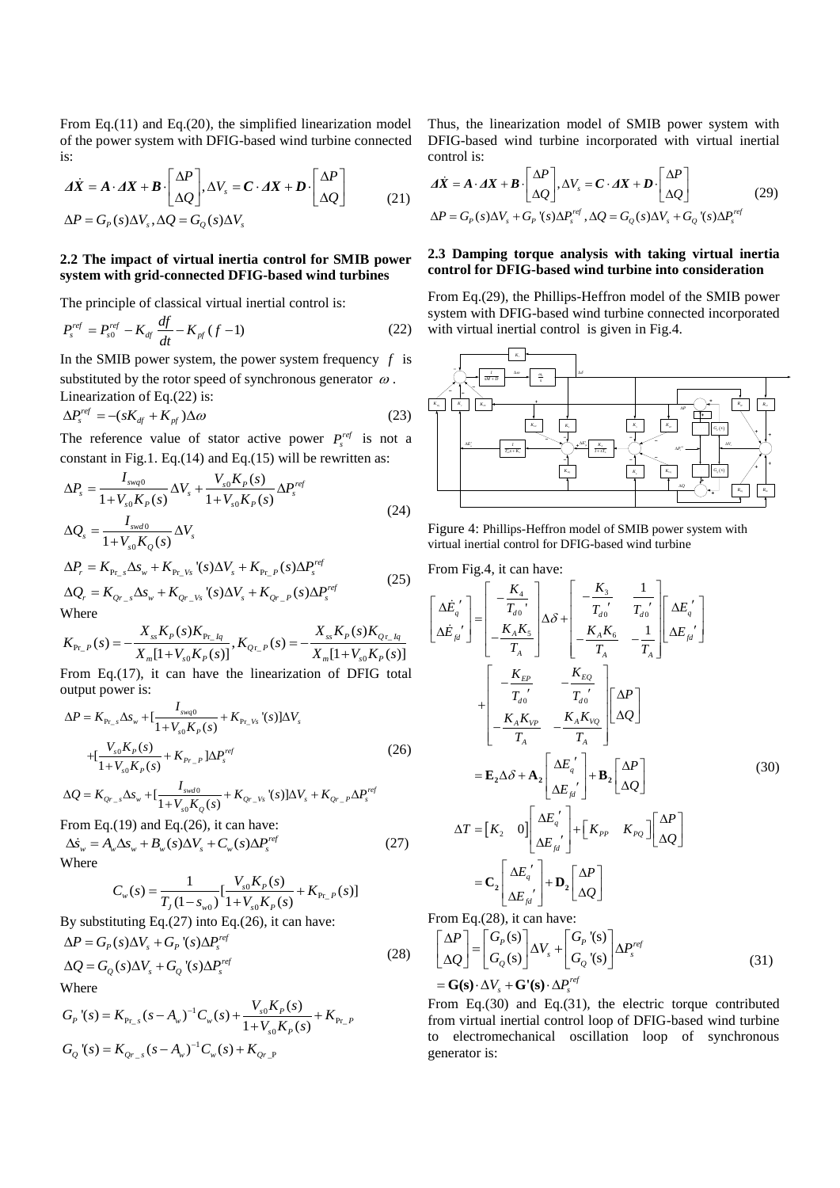From Eq.(11) and Eq.(20), the simplified linearization model of the power system with DFIG-based wind turbine connected is:

$$\Delta\dot{X} = A \cdot \Delta X + B \cdot \begin{bmatrix} \Delta P \\ \Delta Q \end{bmatrix}, \Delta V_s = C \cdot \Delta X + D \cdot \begin{bmatrix} \Delta P \\ \Delta Q \end{bmatrix} \tag{21}$$
$$\Delta P = G_P(s)\Delta V_s, \Delta Q = G_Q(s)\Delta V_s$$

### 2.2 The impact of virtual inertia control for SMIB power system with grid-connected DFIG-based wind turbines

The principle of classical virtual inertial control is:

$$P_s^{ref} = P_{s0}^{ref} - K_{df}\frac{df}{dt} - K_{pf}(f-1) \tag{22}$$

In the SMIB power system, the power system frequency $f$ is substituted by the rotor speed of synchronous generator $\omega$.

Linearization of Eq.(22) is:

$$\Delta P_s^{ref} = -(sK_{df} + K_{pf})\Delta\omega \tag{23}$$

The reference value of stator active power $P_s^{ref}$ is not a constant in Fig.1. Eq.(14) and Eq.(15) will be rewritten as:

$$\Delta P_s = \frac{I_{swq0}}{1+V_{s0}K_P(s)}\Delta V_s + \frac{V_{s0}K_P(s)}{1+V_{s0}K_P(s)}\Delta P_s^{ref}$$
$$\Delta Q_s = \frac{I_{swd0}}{1+V_{s0}K_Q(s)}\Delta V_s \tag{24}$$

$$\Delta P_r = K_{\Pr\_s}\Delta s_w + K_{\Pr\_Vs}{}'(s)\Delta V_s + K_{\Pr\_P}(s)\Delta P_s^{ref}$$
$$\Delta Q_r = K_{Qr\_s}\Delta s_w + K_{Qr\_Vs}{}'(s)\Delta V_s + K_{Qr\_P}(s)\Delta P_s^{ref} \tag{25}$$

Where

$$K_{\Pr\_P}(s) = -\frac{X_{ss}K_P(s)K_{\Pr\_Iq}}{X_m[1+V_{s0}K_P(s)]}, K_{Qr\_P}(s) = -\frac{X_{ss}K_P(s)K_{Qr\_Iq}}{X_m[1+V_{s0}K_P(s)]}$$

From Eq.(17), it can have the linearization of DFIG total output power is:

$$\Delta P = K_{\Pr\_s}\Delta s_w + [\frac{I_{swq0}}{1+V_{s0}K_P(s)} + K_{\Pr\_Vs}{}'(s)]\Delta V_s$$
$$+[\frac{V_{s0}K_P(s)}{1+V_{s0}K_P(s)} + K_{\Pr\_P}]\Delta P_s^{ref} \tag{26}$$
$$\Delta Q = K_{Qr\_s}\Delta s_w + [\frac{I_{swd0}}{1+V_{s0}K_Q(s)} + K_{Qr\_Vs}{}'(s)]\Delta V_s + K_{Qr\_P}\Delta P_s^{ref}$$

From Eq.(19) and Eq.(26), it can have:

$$\Delta\dot{s}_w = A_w\Delta s_w + B_w(s)\Delta V_s + C_w(s)\Delta P_s^{ref} \tag{27}$$

Where

$$C_w(s) = \frac{1}{T_J(1-s_{w0})}[\frac{V_{s0}K_P(s)}{1+V_{s0}K_P(s)} + K_{\Pr\_P}(s)]$$

By substituting Eq.(27) into Eq.(26), it can have:

$$\Delta P = G_P(s)\Delta V_s + G_P{}'(s)\Delta P_s^{ref}$$
$$\Delta Q = G_Q(s)\Delta V_s + G_Q{}'(s)\Delta P_s^{ref} \tag{28}$$

Where

$$G_P{}'(s) = K_{\Pr\_s}(s-A_w)^{-1}C_w(s) + \frac{V_{s0}K_P(s)}{1+V_{s0}K_P(s)} + K_{\Pr\_P}$$
$$G_Q{}'(s) = K_{Qr\_s}(s-A_w)^{-1}C_w(s) + K_{Qr\_P}$$

Thus, the linearization model of SMIB power system with DFIG-based wind turbine incorporated with virtual inertial control is:

$$\Delta\dot{X} = A \cdot \Delta X + B \cdot \begin{bmatrix} \Delta P \\ \Delta Q \end{bmatrix}, \Delta V_s = C \cdot \Delta X + D \cdot \begin{bmatrix} \Delta P \\ \Delta Q \end{bmatrix} \tag{29}$$
$$\Delta P = G_P(s)\Delta V_s + G_P{}'(s)\Delta P_s^{ref}, \Delta Q = G_Q(s)\Delta V_s + G_Q{}'(s)\Delta P_s^{ref}$$

### 2.3 Damping torque analysis with taking virtual inertia control for DFIG-based wind turbine into consideration

From Eq.(29), the Phillips-Heffron model of the SMIB power system with DFIG-based wind turbine connected incorporated with virtual inertial control is given in Fig.4.

Figure 4: Phillips-Heffron model of SMIB power system with virtual inertial control for DFIG-based wind turbine

From Fig.4, it can have:

$$\begin{bmatrix} \Delta\dot{E}_q{}' \\ \Delta\dot{E}_{fd}{}' \end{bmatrix} = \begin{bmatrix} -\frac{K_4}{T_{d0}{}'} \\ -\frac{K_AK_5}{T_A} \end{bmatrix}\Delta\delta + \begin{bmatrix} -\frac{K_3}{T_{d0}{}'} & \frac{1}{T_{d0}{}'} \\ -\frac{K_AK_6}{T_A} & -\frac{1}{T_A} \end{bmatrix}\begin{bmatrix} \Delta E_q{}' \\ \Delta E_{fd}{}' \end{bmatrix}$$
$$+\begin{bmatrix} -\frac{K_{EP}}{T_{d0}{}'} & -\frac{K_{EQ}}{T_{d0}{}'} \\ -\frac{K_AK_{VP}}{T_A} & -\frac{K_AK_{VQ}}{T_A} \end{bmatrix}\begin{bmatrix} \Delta P \\ \Delta Q \end{bmatrix}$$
$$= \mathbf{E_2}\Delta\delta + \mathbf{A_2}\begin{bmatrix} \Delta E_q{}' \\ \Delta E_{fd}{}' \end{bmatrix} + \mathbf{B_2}\begin{bmatrix} \Delta P \\ \Delta Q \end{bmatrix} \tag{30}$$
$$\Delta T = \begin{bmatrix} K_2 & 0 \end{bmatrix}\begin{bmatrix} \Delta E_q{}' \\ \Delta E_{fd}{}' \end{bmatrix} + \begin{bmatrix} K_{PP} & K_{PQ} \end{bmatrix}\begin{bmatrix} \Delta P \\ \Delta Q \end{bmatrix}$$
$$= \mathbf{C_2}\begin{bmatrix} \Delta E_q{}' \\ \Delta E_{fd}{}' \end{bmatrix} + \mathbf{D_2}\begin{bmatrix} \Delta P \\ \Delta Q \end{bmatrix}$$

From Eq.(28), it can have:

$$\begin{bmatrix} \Delta P \\ \Delta Q \end{bmatrix} = \begin{bmatrix} G_P(s) \\ G_Q(s) \end{bmatrix}\Delta V_s + \begin{bmatrix} G_P{}'(s) \\ G_Q{}'(s) \end{bmatrix}\Delta P_s^{ref} \tag{31}$$
$$= \mathbf{G(s)} \cdot \Delta V_s + \mathbf{G'(s)} \cdot \Delta P_s^{ref}$$

From Eq.(30) and Eq.(31), the electric torque contributed from virtual inertial control loop of DFIG-based wind turbine to electromechanical oscillation loop of synchronous generator is: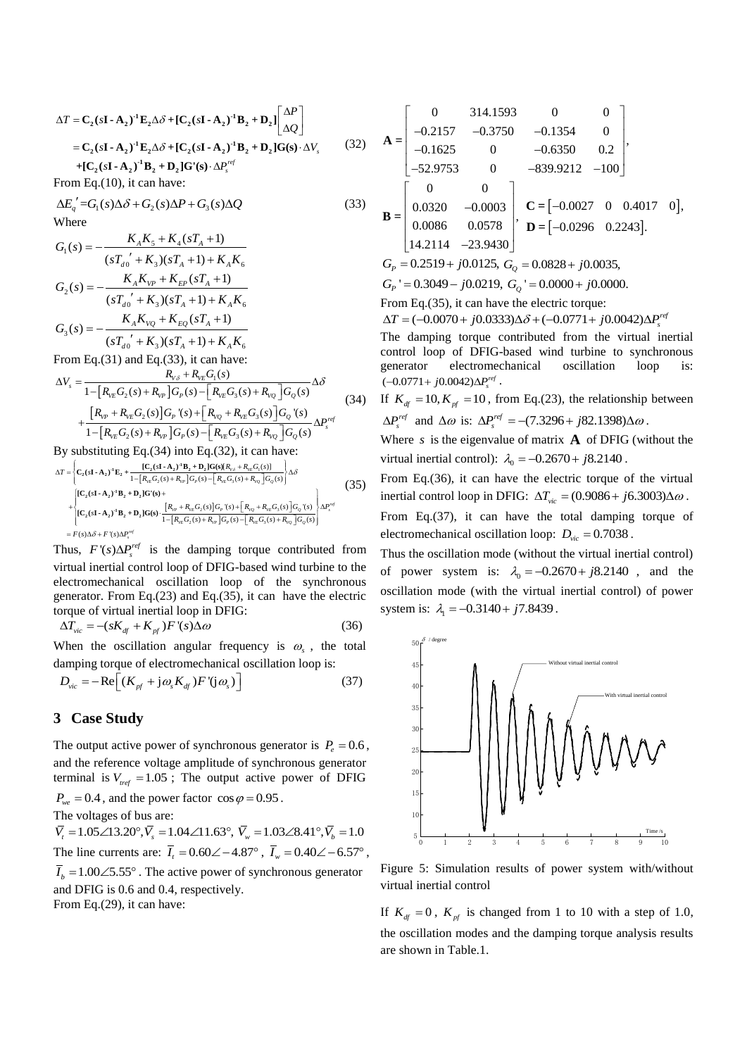$$\Delta T = \mathbf{C_2}(s\mathbf{I} - \mathbf{A_2})^{-1}\mathbf{E_2}\Delta\delta + [\mathbf{C_2}(s\mathbf{I} - \mathbf{A_2})^{-1}\mathbf{B_2} + \mathbf{D_2}]\begin{bmatrix}\Delta P \\ \Delta Q\end{bmatrix}$$
$$= \mathbf{C_2}(s\mathbf{I} - \mathbf{A_2})^{-1}\mathbf{E_2}\Delta\delta + [\mathbf{C_2}(s\mathbf{I} - \mathbf{A_2})^{-1}\mathbf{B_2} + \mathbf{D_2}]\mathbf{G(s)} \cdot \Delta V_s \quad (32)$$
$$+[\mathbf{C_2}(s\mathbf{I} - \mathbf{A_2})^{-1}\mathbf{B_2} + \mathbf{D_2}]\mathbf{G'(s)} \cdot \Delta P_s^{ref}$$

From Eq.(10), it can have:

$$\Delta E_q{}' = G_1(s)\Delta\delta + G_2(s)\Delta P + G_3(s)\Delta Q \quad (33)$$

Where

$$G_1(s) = -\frac{K_A K_5 + K_4(sT_A + 1)}{(sT_{d0}{}' + K_3)(sT_A + 1) + K_A K_6}$$
$$G_2(s) = -\frac{K_A K_{VP} + K_{EP}(sT_A + 1)}{(sT_{d0}{}' + K_3)(sT_A + 1) + K_A K_6}$$
$$G_3(s) = -\frac{K_A K_{VQ} + K_{EQ}(sT_A + 1)}{(sT_{d0}{}' + K_3)(sT_A + 1) + K_A K_6}$$

From Eq.(31) and Eq.(33), it can have:

$$\Delta V_s = \frac{R_{V\delta} + R_{VE}G_1(s)}{1 - \left[R_{VE}G_2(s) + R_{VP}\right]G_P(s) - \left[R_{VE}G_3(s) + R_{VQ}\right]G_Q(s)}\Delta\delta$$
$$+\frac{\left[R_{VP} + R_{VE}G_2(s)\right]G_P{}'(s) + \left[R_{VQ} + R_{VE}G_3(s)\right]G_Q{}'(s)}{1 - \left[R_{VE}G_2(s) + R_{VP}\right]G_P(s) - \left[R_{VE}G_3(s) + R_{VQ}\right]G_Q(s)}\Delta P_s^{ref} \quad (34)$$

By substituting Eq.(34) into Eq.(32), it can have:

$$\Delta T = \left\{\mathbf{C_2}(s\mathbf{I} - \mathbf{A_2})^{-1}\mathbf{E_2} + \frac{[\mathbf{C_2}(s\mathbf{I} - \mathbf{A_2})^{-1}\mathbf{B_2} + \mathbf{D_2}]\mathbf{G(s)}[R_{V\delta} + R_{VE}G_1(s)]}{1 - \left[R_{VE}G_2(s) + R_{VP}\right]G_P(s) - \left[R_{VE}G_3(s) + R_{VQ}\right]G_Q(s)}\right\}\Delta\delta$$
$$+\left\{\begin{matrix}[\mathbf{C_2}(s\mathbf{I} - \mathbf{A_2})^{-1}\mathbf{B_2} + \mathbf{D_2}]\mathbf{G'(s)} + \\ [\mathbf{C_2}(s\mathbf{I} - \mathbf{A_2})^{-1}\mathbf{B_2} + \mathbf{D_2}]\mathbf{G(s)} \cdot \frac{\left[R_{VP} + R_{VE}G_2(s)\right]G_P{}'(s) + \left[R_{VQ} + R_{VE}G_3(s)\right]G_Q{}'(s)}{1 - \left[R_{VE}G_2(s) + R_{VP}\right]G_P(s) - \left[R_{VE}G_3(s) + R_{VQ}\right]G_Q(s)}\end{matrix}\right\}\Delta P_s^{ref} \quad (35)$$
$$= F(s)\Delta\delta + F'(s)\Delta P_s^{ref}$$

Thus, $F'(s)\Delta P_s^{ref}$ is the damping torque contributed from virtual inertial control loop of DFIG-based wind turbine to the electromechanical oscillation loop of the synchronous generator. From Eq.(23) and Eq.(35), it can have the electric torque of virtual inertial loop in DFIG:

$$\Delta T_{vic} = -(sK_{df} + K_{pf})F'(s)\Delta\omega \quad (36)$$

When the oscillation angular frequency is $\omega_s$, the total damping torque of electromechanical oscillation loop is:

$$D_{vic} = -\mathrm{Re}\left[(K_{pf} + \mathrm{j}\omega_s K_{df})F'(\mathrm{j}\omega_s)\right] \quad (37)$$

## 3 Case Study

The output active power of synchronous generator is $P_e = 0.6$, and the reference voltage amplitude of synchronous generator terminal is $V_{tref} = 1.05$; The output active power of DFIG $P_{we} = 0.4$, and the power factor $\cos\varphi = 0.95$.

The voltages of bus are:

$\bar{V}_t = 1.05\angle 13.20°, \bar{V}_s = 1.04\angle 11.63°,\ \bar{V}_w = 1.03\angle 8.41°, \bar{V}_b = 1.0$

The line currents are: $\bar{I}_t = 0.60\angle -4.87°$, $\bar{I}_w = 0.40\angle -6.57°$, $\bar{I}_b = 1.00\angle 5.55°$. The active power of synchronous generator and DFIG is 0.6 and 0.4, respectively.

From Eq.(29), it can have:

$$\mathbf{A} = \begin{bmatrix} 0 & 314.1593 & 0 & 0 \\ -0.2157 & -0.3750 & -0.1354 & 0 \\ -0.1625 & 0 & -0.6350 & 0.2 \\ -52.9753 & 0 & -839.9212 & -100 \end{bmatrix},$$

$$\mathbf{B} = \begin{bmatrix} 0 & 0 \\ 0.0320 & -0.0003 \\ 0.0086 & 0.0578 \\ 14.2114 & -23.9430 \end{bmatrix}, \quad \mathbf{C} = \begin{bmatrix} -0.0027 & 0 & 0.4017 & 0 \end{bmatrix}, \quad \mathbf{D} = \begin{bmatrix} -0.0296 & 0.2243 \end{bmatrix}.$$

$G_P = 0.2519 + j0.0125,\ G_Q = 0.0828 + j0.0035,$

$G_P{}' = 0.3049 - j0.0219,\ G_Q{}' = 0.0000 + j0.0000.$

From Eq.(35), it can have the electric torque:

$\Delta T = (-0.0070 + j0.0333)\Delta\delta + (-0.0771 + j0.0042)\Delta P_s^{ref}$

The damping torque contributed from the virtual inertial control loop of DFIG-based wind turbine to synchronous generator electromechanical oscillation loop is: $(-0.0771 + j0.0042)\Delta P_s^{ref}$.

If $K_{df} = 10, K_{pf} = 10$, from Eq.(23), the relationship between $\Delta P_s^{ref}$ and $\Delta\omega$ is: $\Delta P_s^{ref} = -(7.3296 + j82.1398)\Delta\omega$.

Where $s$ is the eigenvalue of matrix $\mathbf{A}$ of DFIG (without the virtual inertial control): $\lambda_0 = -0.2670 + j8.2140$.

From Eq.(36), it can have the electric torque of the virtual inertial control loop in DFIG: $\Delta T_{vic} = (0.9086 + j6.3003)\Delta\omega$.

From Eq.(37), it can have the total damping torque of electromechanical oscillation loop: $D_{vic} = 0.7038$.

Thus the oscillation mode (without the virtual inertial control) of power system is: $\lambda_0 = -0.2670 + j8.2140$, and the oscillation mode (with the virtual inertial control) of power system is: $\lambda_1 = -0.3140 + j7.8439$.

Figure 5: Simulation results of power system with/without virtual inertial control

If $K_{df} = 0$, $K_{pf}$ is changed from 1 to 10 with a step of 1.0, the oscillation modes and the damping torque analysis results are shown in Table.1.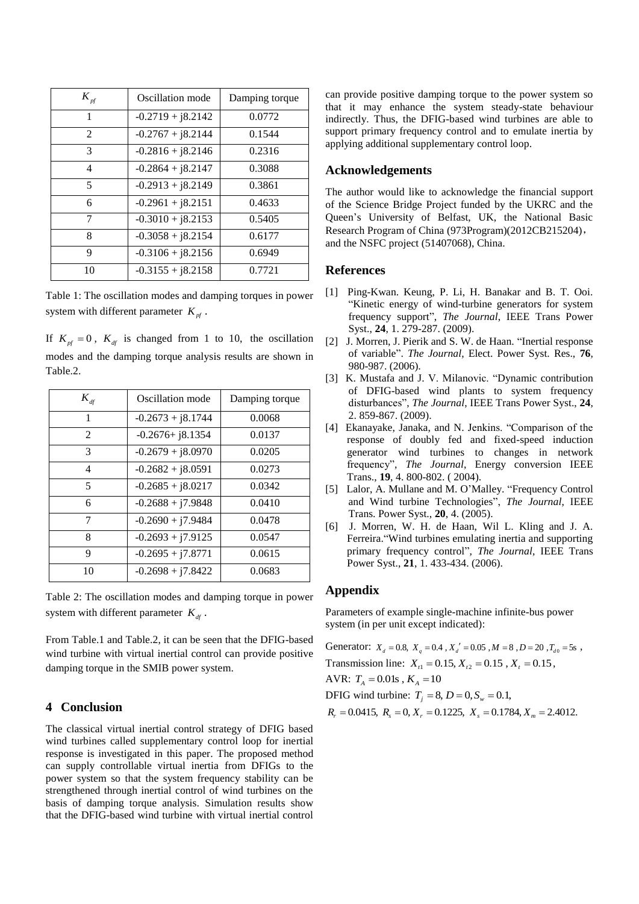| $K_{pf}$ | Oscillation mode | Damping torque |
|---|---|---|
| 1 | -0.2719 + j8.2142 | 0.0772 |
| 2 | -0.2767 + j8.2144 | 0.1544 |
| 3 | -0.2816 + j8.2146 | 0.2316 |
| 4 | -0.2864 + j8.2147 | 0.3088 |
| 5 | -0.2913 + j8.2149 | 0.3861 |
| 6 | -0.2961 + j8.2151 | 0.4633 |
| 7 | -0.3010 + j8.2153 | 0.5405 |
| 8 | -0.3058 + j8.2154 | 0.6177 |
| 9 | -0.3106 + j8.2156 | 0.6949 |
| 10 | -0.3155 + j8.2158 | 0.7721 |

Table 1: The oscillation modes and damping torques in power system with different parameter $K_{pf}$.

If $K_{pf} = 0$, $K_{df}$ is changed from 1 to 10, the oscillation modes and the damping torque analysis results are shown in Table.2.

| $K_{df}$ | Oscillation mode | Damping torque |
|---|---|---|
| 1 | -0.2673 + j8.1744 | 0.0068 |
| 2 | -0.2676+ j8.1354 | 0.0137 |
| 3 | -0.2679 + j8.0970 | 0.0205 |
| 4 | -0.2682 + j8.0591 | 0.0273 |
| 5 | -0.2685 + j8.0217 | 0.0342 |
| 6 | -0.2688 + j7.9848 | 0.0410 |
| 7 | -0.2690 + j7.9484 | 0.0478 |
| 8 | -0.2693 + j7.9125 | 0.0547 |
| 9 | -0.2695 + j7.8771 | 0.0615 |
| 10 | -0.2698 + j7.8422 | 0.0683 |

Table 2: The oscillation modes and damping torque in power system with different parameter $K_{df}$.

From Table.1 and Table.2, it can be seen that the DFIG-based wind turbine with virtual inertial control can provide positive damping torque in the SMIB power system.

## 4 Conclusion

The classical virtual inertial control strategy of DFIG based wind turbines called supplementary control loop for inertial response is investigated in this paper. The proposed method can supply controllable virtual inertia from DFIGs to the power system so that the system frequency stability can be strengthened through inertial control of wind turbines on the basis of damping torque analysis. Simulation results show that the DFIG-based wind turbine with virtual inertial control can provide positive damping torque to the power system so that it may enhance the system steady-state behaviour indirectly. Thus, the DFIG-based wind turbines are able to support primary frequency control and to emulate inertia by applying additional supplementary control loop.

## Acknowledgements

The author would like to acknowledge the financial support of the Science Bridge Project funded by the UKRC and the Queen's University of Belfast, UK, the National Basic Research Program of China (973Program)(2012CB215204), and the NSFC project (51407068), China.

## References

[1] Ping-Kwan. Keung, P. Li, H. Banakar and B. T. Ooi. "Kinetic energy of wind-turbine generators for system frequency support", *The Journal*, IEEE Trans Power Syst., **24**, 1. 279-287. (2009).

[2] J. Morren, J. Pierik and S. W. de Haan. "Inertial response of variable". *The Journal*, Elect. Power Syst. Res., **76**, 980-987. (2006).

[3] K. Mustafa and J. V. Milanovic. "Dynamic contribution of DFIG-based wind plants to system frequency disturbances", *The Journal*, IEEE Trans Power Syst., **24**, 2. 859-867. (2009).

[4] Ekanayake, Janaka, and N. Jenkins. "Comparison of the response of doubly fed and fixed-speed induction generator wind turbines to changes in network frequency", *The Journal*, Energy conversion IEEE Trans., **19**, 4. 800-802. ( 2004).

[5] Lalor, A. Mullane and M. O'Malley. "Frequency Control and Wind turbine Technologies", *The Journal*, IEEE Trans. Power Syst., **20**, 4. (2005).

[6] J. Morren, W. H. de Haan, Wil L. Kling and J. A. Ferreira."Wind turbines emulating inertia and supporting primary frequency control", *The Journal*, IEEE Trans Power Syst., **21**, 1. 433-434. (2006).

## Appendix

Parameters of example single-machine infinite-bus power system (in per unit except indicated):

Generator: $X_d = 0.8,\ X_q = 0.4$, $X_d' = 0.05$, $M = 8$, $D = 20$, $T_{d0} = 5\text{s}$,

Transmission line: $X_{t1} = 0.15, X_{t2} = 0.15$, $X_t = 0.15$,

AVR: $T_A = 0.01\text{s}$, $K_A = 10$

DFIG wind turbine: $T_j = 8,\ D = 0, S_w = 0.1,$

$R_r = 0.0415,\ R_s = 0,\ X_r = 0.1225,\ X_s = 0.1784, X_m = 2.4012.$